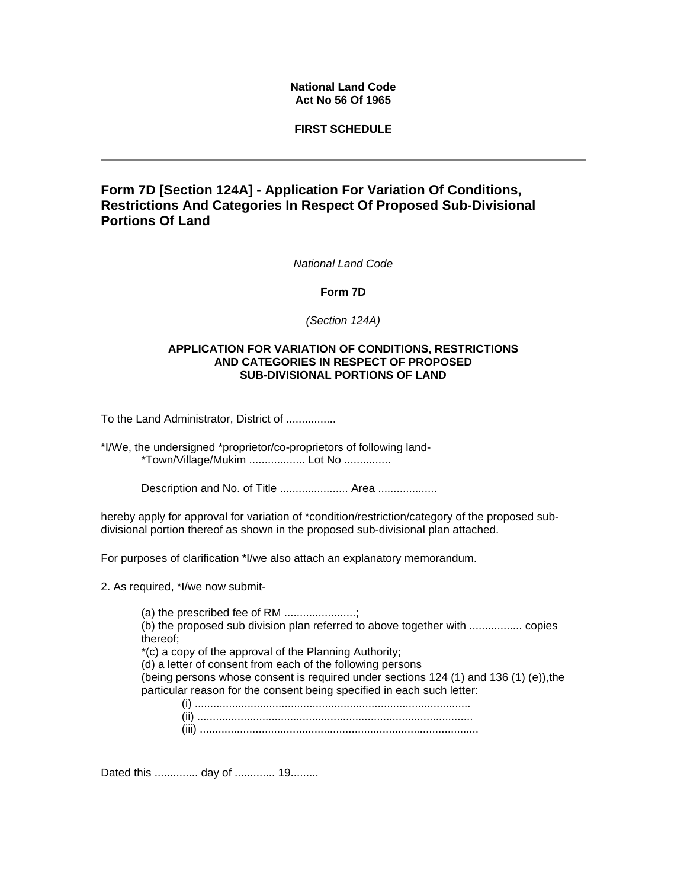**National Land Code**
**Act No 56 Of 1965**

**FIRST SCHEDULE**

---

## Form 7D [Section 124A] - Application For Variation Of Conditions, Restrictions And Categories In Respect Of Proposed Sub-Divisional Portions Of Land

*National Land Code*

**Form 7D**

*(Section 124A)*

**APPLICATION FOR VARIATION OF CONDITIONS, RESTRICTIONS AND CATEGORIES IN RESPECT OF PROPOSED SUB-DIVISIONAL PORTIONS OF LAND**

To the Land Administrator, District of ................

*I/We, the undersigned *proprietor/co-proprietors of following land-
*Town/Village/Mukim .................. Lot No ...............

Description and No. of Title ...................... Area ...................

hereby apply for approval for variation of *condition/restriction/category of the proposed sub-divisional portion thereof as shown in the proposed sub-divisional plan attached.

For purposes of clarification *I/we also attach an explanatory memorandum.

2. As required, *I/we now submit-

(a) the prescribed fee of RM .......................;
(b) the proposed sub division plan referred to above together with ................. copies thereof;
*(c) a copy of the approval of the Planning Authority;
(d) a letter of consent from each of the following persons
(being persons whose consent is required under sections 124 (1) and 136 (1) (e)),the particular reason for the consent being specified in each such letter:

(i) .........................................................................................
(ii) .........................................................................................
(iii) .........................................................................................

Dated this .............. day of ............. 19.........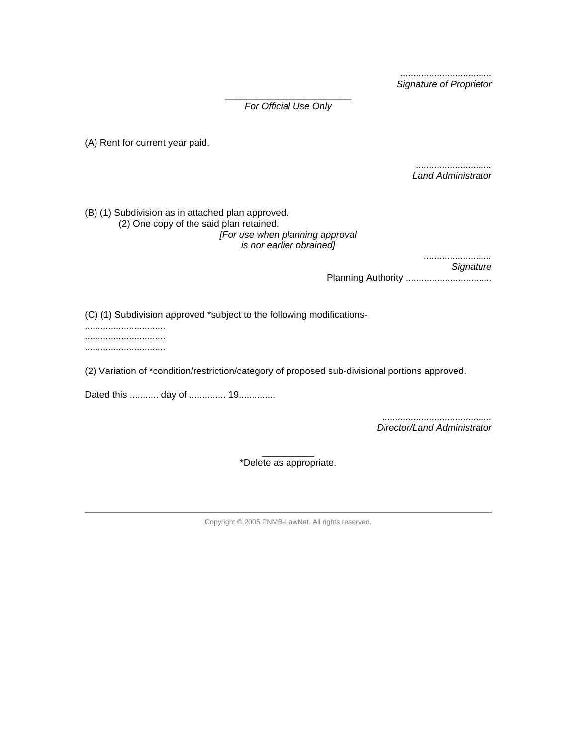...................................
*Signature of Proprietor*

---

*For Official Use Only*

(A) Rent for current year paid.

............................
*Land Administrator*

(B) (1) Subdivision as in attached plan approved.
(2) One copy of the said plan retained.

*[For use when planning approval is nor earlier obrained]*

..........................
*Signature*
Planning Authority .................................

(C) (1) Subdivision approved *subject to the following modifications-
...............................
...............................
...............................

(2) Variation of *condition/restriction/category of proposed sub-divisional portions approved.

Dated this ........... day of .............. 19..............

..........................................
*Director/Land Administrator*

---

*Delete as appropriate.

Copyright © 2005 PNMB-LawNet. All rights reserved.